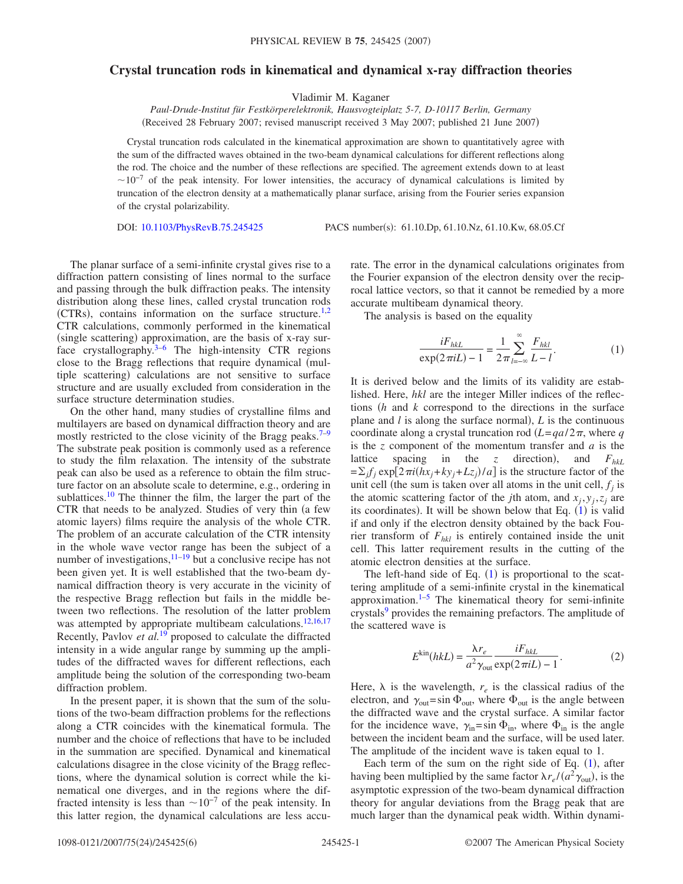# Crystal truncation rods in kinematical and dynamical x-ray diffraction theories

Vladimir M. Kaganer

*Paul-Drude-Institut für Festkörperelektronik, Hausvogteiplatz 5-7, D-10117 Berlin, Germany*

(Received 28 February 2007; revised manuscript received 3 May 2007; published 21 June 2007)

Crystal truncation rods calculated in the kinematical approximation are shown to quantitatively agree with the sum of the diffracted waves obtained in the two-beam dynamical calculations for different reflections along the rod. The choice and the number of these reflections are specified. The agreement extends down to at least $\sim 10^{-7}$ of the peak intensity. For lower intensities, the accuracy of dynamical calculations is limited by truncation of the electron density at a mathematically planar surface, arising from the Fourier series expansion of the crystal polarizability.

DOI: 10.1103/PhysRevB.75.245425 PACS number(s): 61.10.Dp, 61.10.Nz, 61.10.Kw, 68.05.Cf

The planar surface of a semi-infinite crystal gives rise to a diffraction pattern consisting of lines normal to the surface and passing through the bulk diffraction peaks. The intensity distribution along these lines, called crystal truncation rods (CTRs), contains information on the surface structure.[1,2] CTR calculations, commonly performed in the kinematical (single scattering) approximation, are the basis of x-ray surface crystallography.[3–6] The high-intensity CTR regions close to the Bragg reflections that require dynamical (multiple scattering) calculations are not sensitive to surface structure and are usually excluded from consideration in the surface structure determination studies.

On the other hand, many studies of crystalline films and multilayers are based on dynamical diffraction theory and are mostly restricted to the close vicinity of the Bragg peaks.[7–9] The substrate peak position is commonly used as a reference to study the film relaxation. The intensity of the substrate peak can also be used as a reference to obtain the film structure factor on an absolute scale to determine, e.g., ordering in sublattices.[10] The thinner the film, the larger the part of the CTR that needs to be analyzed. Studies of very thin (a few atomic layers) films require the analysis of the whole CTR. The problem of an accurate calculation of the CTR intensity in the whole wave vector range has been the subject of a number of investigations,[11–19] but a conclusive recipe has not been given yet. It is well established that the two-beam dynamical diffraction theory is very accurate in the vicinity of the respective Bragg reflection but fails in the middle between two reflections. The resolution of the latter problem was attempted by appropriate multibeam calculations.[12,16,17] Recently, Pavlov *et al.*[19] proposed to calculate the diffracted intensity in a wide angular range by summing up the amplitudes of the diffracted waves for different reflections, each amplitude being the solution of the corresponding two-beam diffraction problem.

In the present paper, it is shown that the sum of the solutions of the two-beam diffraction problems for the reflections along a CTR coincides with the kinematical formula. The number and the choice of reflections that have to be included in the summation are specified. Dynamical and kinematical calculations disagree in the close vicinity of the Bragg reflections, where the dynamical solution is correct while the kinematical one diverges, and in the regions where the diffracted intensity is less than $\sim 10^{-7}$ of the peak intensity. In this latter region, the dynamical calculations are less accurate. The error in the dynamical calculations originates from the Fourier expansion of the electron density over the reciprocal lattice vectors, so that it cannot be remedied by a more accurate multibeam dynamical theory.

The analysis is based on the equality

$$\frac{iF_{hkL}}{\exp(2\pi iL)-1} = \frac{1}{2\pi}\sum_{l=-\infty}^{\infty}\frac{F_{hkl}}{L-l}. \tag{1}$$

It is derived below and the limits of its validity are established. Here, $hkl$ are the integer Miller indices of the reflections ($h$ and $k$ correspond to the directions in the surface plane and $l$ is along the surface normal), $L$ is the continuous coordinate along a crystal truncation rod ($L=qa/2\pi$, where $q$ is the $z$ component of the momentum transfer and $a$ is the lattice spacing in the $z$ direction), and $F_{hkL} = \Sigma_j f_j \exp[2\pi i(hx_j+ky_j+Lz_j)/a]$ is the structure factor of the unit cell (the sum is taken over all atoms in the unit cell, $f_j$ is the atomic scattering factor of the $j$th atom, and $x_j, y_j, z_j$ are its coordinates). It will be shown below that Eq. (1) is valid if and only if the electron density obtained by the back Fourier transform of $F_{hkl}$ is entirely contained inside the unit cell. This latter requirement results in the cutting of the atomic electron densities at the surface.

The left-hand side of Eq. (1) is proportional to the scattering amplitude of a semi-infinite crystal in the kinematical approximation.[1–5] The kinematical theory for semi-infinite crystals[9] provides the remaining prefactors. The amplitude of the scattered wave is

$$E^{\text{kin}}(hkL) = \frac{\lambda r_e}{a^2\gamma_{\text{out}}}\frac{iF_{hkL}}{\exp(2\pi iL)-1}. \tag{2}$$

Here, $\lambda$ is the wavelength, $r_e$ is the classical radius of the electron, and $\gamma_{\text{out}} = \sin\Phi_{\text{out}}$, where $\Phi_{\text{out}}$ is the angle between the diffracted wave and the crystal surface. A similar factor for the incidence wave, $\gamma_{\text{in}} = \sin\Phi_{\text{in}}$, where $\Phi_{\text{in}}$ is the angle between the incident beam and the surface, will be used later. The amplitude of the incident wave is taken equal to 1.

Each term of the sum on the right side of Eq. (1), after having been multiplied by the same factor $\lambda r_e/(a^2\gamma_{\text{out}})$, is the asymptotic expression of the two-beam dynamical diffraction theory for angular deviations from the Bragg peak that are much larger than the dynamical peak width. Within dynami-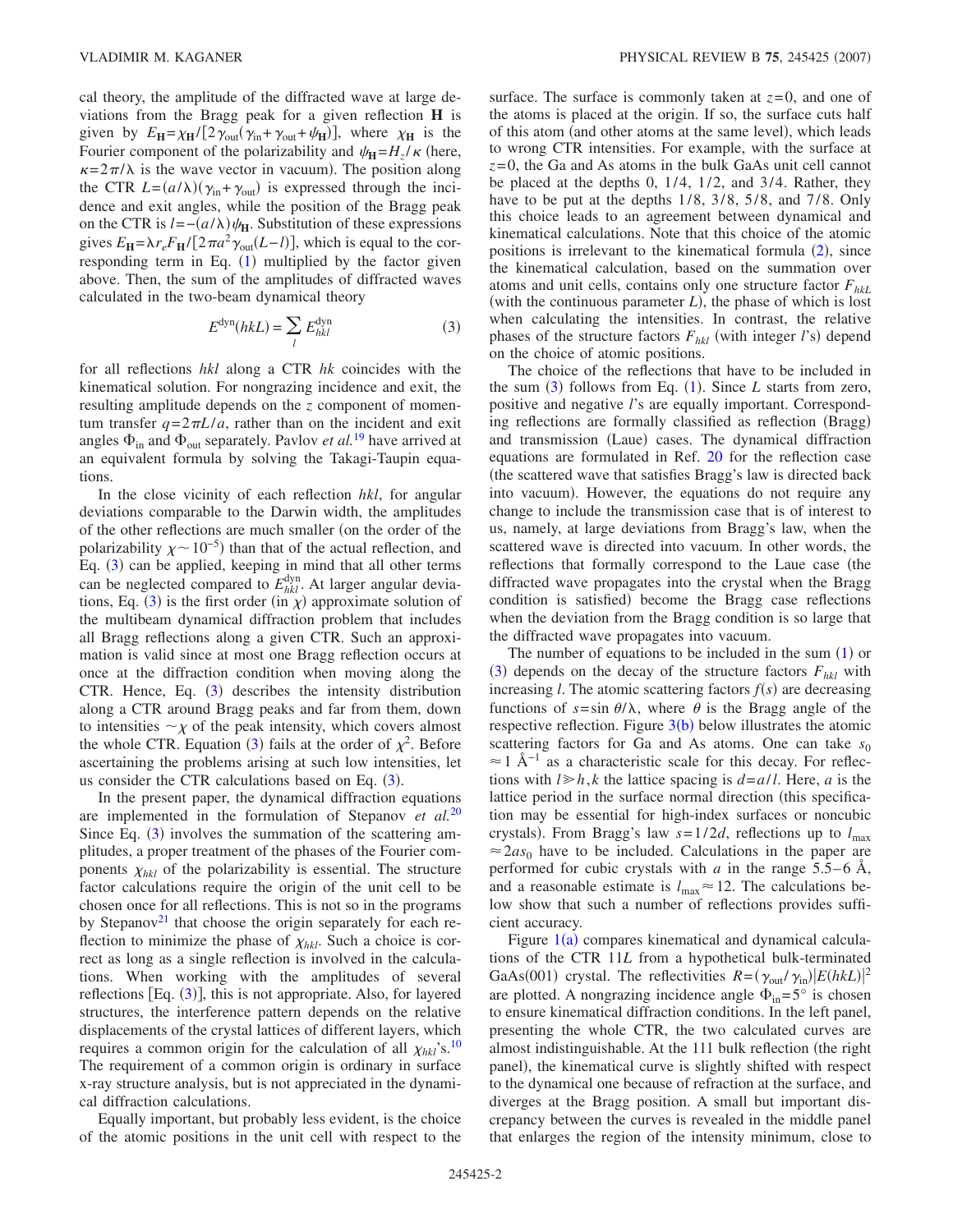cal theory, the amplitude of the diffracted wave at large deviations from the Bragg peak for a given reflection $\mathbf{H}$ is given by $E_{\mathbf{H}}=\chi_{\mathbf{H}}/[2\gamma_{\mathrm{out}}(\gamma_{\mathrm{in}}+\gamma_{\mathrm{out}}+\psi_{\mathbf{H}})]$, where $\chi_{\mathbf{H}}$ is the Fourier component of the polarizability and $\psi_{\mathbf{H}}=H_z/\kappa$ (here, $\kappa=2\pi/\lambda$ is the wave vector in vacuum). The position along the CTR $L=(a/\lambda)(\gamma_{\mathrm{in}}+\gamma_{\mathrm{out}})$ is expressed through the incidence and exit angles, while the position of the Bragg peak on the CTR is $l=-(a/\lambda)\psi_{\mathbf{H}}$. Substitution of these expressions gives $E_{\mathbf{H}}=\lambda r_e F_{\mathbf{H}}/[2\pi a^2\gamma_{\mathrm{out}}(L-l)]$, which is equal to the corresponding term in Eq. (1) multiplied by the factor given above. Then, the sum of the amplitudes of diffracted waves calculated in the two-beam dynamical theory

$$E^{\mathrm{dyn}}(hkL)=\sum_l E^{\mathrm{dyn}}_{hkl} \tag{3}$$

for all reflections $hkl$ along a CTR $hk$ coincides with the kinematical solution. For nongrazing incidence and exit, the resulting amplitude depends on the $z$ component of momentum transfer $q=2\pi L/a$, rather than on the incident and exit angles $\Phi_{\mathrm{in}}$ and $\Phi_{\mathrm{out}}$ separately. Pavlov *et al.*[19] have arrived at an equivalent formula by solving the Takagi-Taupin equations.

In the close vicinity of each reflection $hkl$, for angular deviations comparable to the Darwin width, the amplitudes of the other reflections are much smaller (on the order of the polarizability $\chi\sim 10^{-5}$) than that of the actual reflection, and Eq. (3) can be applied, keeping in mind that all other terms can be neglected compared to $E^{\mathrm{dyn}}_{hkl}$. At larger angular deviations, Eq. (3) is the first order (in $\chi$) approximate solution of the multibeam dynamical diffraction problem that includes all Bragg reflections along a given CTR. Such an approximation is valid since at most one Bragg reflection occurs at once at the diffraction condition when moving along the CTR. Hence, Eq. (3) describes the intensity distribution along a CTR around Bragg peaks and far from them, down to intensities $\sim\chi$ of the peak intensity, which covers almost the whole CTR. Equation (3) fails at the order of $\chi^2$. Before ascertaining the problems arising at such low intensities, let us consider the CTR calculations based on Eq. (3).

In the present paper, the dynamical diffraction equations are implemented in the formulation of Stepanov *et al.*[20] Since Eq. (3) involves the summation of the scattering amplitudes, a proper treatment of the phases of the Fourier components $\chi_{hkl}$ of the polarizability is essential. The structure factor calculations require the origin of the unit cell to be chosen once for all reflections. This is not so in the programs by Stepanov[21] that choose the origin separately for each reflection to minimize the phase of $\chi_{hkl}$. Such a choice is correct as long as a single reflection is involved in the calculations. When working with the amplitudes of several reflections [Eq. (3)], this is not appropriate. Also, for layered structures, the interference pattern depends on the relative displacements of the crystal lattices of different layers, which requires a common origin for the calculation of all $\chi_{hkl}$'s.[10] The requirement of a common origin is ordinary in surface x-ray structure analysis, but is not appreciated in the dynamical diffraction calculations.

Equally important, but probably less evident, is the choice of the atomic positions in the unit cell with respect to the surface. The surface is commonly taken at $z=0$, and one of the atoms is placed at the origin. If so, the surface cuts half of this atom (and other atoms at the same level), which leads to wrong CTR intensities. For example, with the surface at $z=0$, the Ga and As atoms in the bulk GaAs unit cell cannot be placed at the depths 0, 1/4, 1/2, and 3/4. Rather, they have to be put at the depths 1/8, 3/8, 5/8, and 7/8. Only this choice leads to an agreement between dynamical and kinematical calculations. Note that this choice of the atomic positions is irrelevant to the kinematical formula (2), since the kinematical calculation, based on the summation over atoms and unit cells, contains only one structure factor $F_{hkL}$ (with the continuous parameter $L$), the phase of which is lost when calculating the intensities. In contrast, the relative phases of the structure factors $F_{hkl}$ (with integer $l$'s) depend on the choice of atomic positions.

The choice of the reflections that have to be included in the sum (3) follows from Eq. (1). Since $L$ starts from zero, positive and negative $l$'s are equally important. Corresponding reflections are formally classified as reflection (Bragg) and transmission (Laue) cases. The dynamical diffraction equations are formulated in Ref. 20 for the reflection case (the scattered wave that satisfies Bragg's law is directed back into vacuum). However, the equations do not require any change to include the transmission case that is of interest to us, namely, at large deviations from Bragg's law, when the scattered wave is directed into vacuum. In other words, the reflections that formally correspond to the Laue case (the diffracted wave propagates into the crystal when the Bragg condition is satisfied) become the Bragg case reflections when the deviation from the Bragg condition is so large that the diffracted wave propagates into vacuum.

The number of equations to be included in the sum (1) or (3) depends on the decay of the structure factors $F_{hkl}$ with increasing $l$. The atomic scattering factors $f(s)$ are decreasing functions of $s=\sin\theta/\lambda$, where $\theta$ is the Bragg angle of the respective reflection. Figure 3(b) below illustrates the atomic scattering factors for Ga and As atoms. One can take $s_0\approx 1$ Å$^{-1}$ as a characteristic scale for this decay. For reflections with $l\gg h,k$ the lattice spacing is $d=a/l$. Here, $a$ is the lattice period in the surface normal direction (this specification may be essential for high-index surfaces or noncubic crystals). From Bragg's law $s=1/2d$, reflections up to $l_{\max}\approx 2as_0$ have to be included. Calculations in the paper are performed for cubic crystals with $a$ in the range 5.5–6 Å, and a reasonable estimate is $l_{\max}\approx 12$. The calculations below show that such a number of reflections provides sufficient accuracy.

Figure 1(a) compares kinematical and dynamical calculations of the CTR $11L$ from a hypothetical bulk-terminated GaAs(001) crystal. The reflectivities $R=(\gamma_{\mathrm{out}}/\gamma_{\mathrm{in}})|E(hkL)|^2$ are plotted. A nongrazing incidence angle $\Phi_{\mathrm{in}}=5°$ is chosen to ensure kinematical diffraction conditions. In the left panel, presenting the whole CTR, the two calculated curves are almost indistinguishable. At the 111 bulk reflection (the right panel), the kinematical curve is slightly shifted with respect to the dynamical one because of refraction at the surface, and diverges at the Bragg position. A small but important discrepancy between the curves is revealed in the middle panel that enlarges the region of the intensity minimum, close to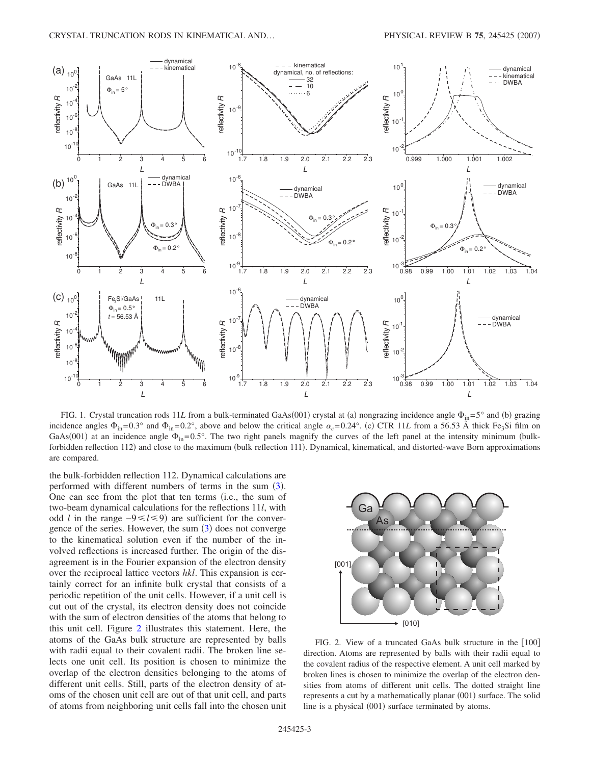(a)

GaAs 11L

$\Phi_{in} = 5°$

dynamical

kinematical

reflectivity $R$

$L$

kinematical

dynamical, no. of reflections:

32

10

6

dynamical

kinematical

DWBA

(b)

GaAs 11L

dynamical

DWBA

$\Phi_{in} = 0.3°$

$\Phi_{in} = 0.2°$

(c)

$Fe_3Si$/GaAs 11L

$\Phi_{in} = 0.5°$

$t = 56.53$ Å

dynamical

DWBA

FIG. 1. Crystal truncation rods 11$L$ from a bulk-terminated GaAs(001) crystal at (a) nongrazing incidence angle $\Phi_{in}=5°$ and (b) grazing incidence angles $\Phi_{in}=0.3°$ and $\Phi_{in}=0.2°$, above and below the critical angle $\alpha_c=0.24°$. (c) CTR 11$L$ from a 56.53 Å thick $Fe_3Si$ film on GaAs(001) at an incidence angle $\Phi_{in}=0.5°$. The two right panels magnify the curves of the left panel at the intensity minimum (bulk-forbidden reflection 112) and close to the maximum (bulk reflection 111). Dynamical, kinematical, and distorted-wave Born approximations are compared.

the bulk-forbidden reflection 112. Dynamical calculations are performed with different numbers of terms in the sum (3). One can see from the plot that ten terms (i.e., the sum of two-beam dynamical calculations for the reflections 11$l$, with odd $l$ in the range $-9 \leq l \leq 9$) are sufficient for the convergence of the series. However, the sum (3) does not converge to the kinematical solution even if the number of the involved reflections is increased further. The origin of the disagreement is in the Fourier expansion of the electron density over the reciprocal lattice vectors $hkl$. This expansion is certainly correct for an infinite bulk crystal that consists of a periodic repetition of the unit cells. However, if a unit cell is cut out of the crystal, its electron density does not coincide with the sum of electron densities of the atoms that belong to this unit cell. Figure 2 illustrates this statement. Here, the atoms of the GaAs bulk structure are represented by balls with radii equal to their covalent radii. The broken line selects one unit cell. Its position is chosen to minimize the overlap of the electron densities belonging to the atoms of different unit cells. Still, parts of the electron density of atoms of the chosen unit cell are out of that unit cell, and parts of atoms from neighboring unit cells fall into the chosen unit

Ga

As

[001]

[010]

FIG. 2. View of a truncated GaAs bulk structure in the [100] direction. Atoms are represented by balls with their radii equal to the covalent radius of the respective element. A unit cell marked by broken lines is chosen to minimize the overlap of the electron densities from atoms of different unit cells. The dotted straight line represents a cut by a mathematically planar (001) surface. The solid line is a physical (001) surface terminated by atoms.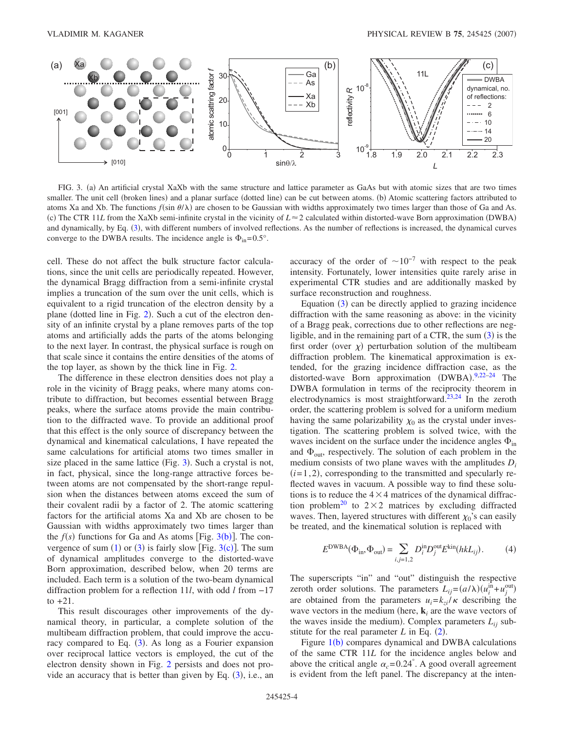(a) Xa Xb [001] [010]

(b) atomic scattering factor $f$; 30, 20, 10, 0; 0, 1, 2, 3; $\sin\theta/\lambda$; Ga, As, Xa, Xb

(c) reflectivity $R$; $10^{-8}$, $10^{-9}$; 11L; 1.8, 1.9, 2.0, 2.1, 2.2, 2.3; $L$; DWBA; dynamical, no. of reflections: 2, 6, 10, 14, 20

FIG. 3. (a) An artificial crystal XaXb with the same structure and lattice parameter as GaAs but with atomic sizes that are two times smaller. The unit cell (broken lines) and a planar surface (dotted line) can be cut between atoms. (b) Atomic scattering factors attributed to atoms Xa and Xb. The functions $f(\sin\theta/\lambda)$ are chosen to be Gaussian with widths approximately two times larger than those of Ga and As. (c) The CTR $11L$ from the XaXb semi-infinite crystal in the vicinity of $L \approx 2$ calculated within distorted-wave Born approximation (DWBA) and dynamically, by Eq. (3), with different numbers of involved reflections. As the number of reflections is increased, the dynamical curves converge to the DWBA results. The incidence angle is $\Phi_{\text{in}}=0.5°$.

cell. These do not affect the bulk structure factor calculations, since the unit cells are periodically repeated. However, the dynamical Bragg diffraction from a semi-infinite crystal implies a truncation of the sum over the unit cells, which is equivalent to a rigid truncation of the electron density by a plane (dotted line in Fig. 2). Such a cut of the electron density of an infinite crystal by a plane removes parts of the top atoms and artificially adds the parts of the atoms belonging to the next layer. In contrast, the physical surface is rough on that scale since it contains the entire densities of the atoms of the top layer, as shown by the thick line in Fig. 2.

The difference in these electron densities does not play a role in the vicinity of Bragg peaks, where many atoms contribute to diffraction, but becomes essential between Bragg peaks, where the surface atoms provide the main contribution to the diffracted wave. To provide an additional proof that this effect is the only source of discrepancy between the dynamical and kinematical calculations, I have repeated the same calculations for artificial atoms two times smaller in size placed in the same lattice (Fig. 3). Such a crystal is not, in fact, physical, since the long-range attractive forces between atoms are not compensated by the short-range repulsion when the distances between atoms exceed the sum of their covalent radii by a factor of 2. The atomic scattering factors for the artificial atoms Xa and Xb are chosen to be Gaussian with widths approximately two times larger than the $f(s)$ functions for Ga and As atoms [Fig. 3(b)]. The convergence of sum (1) or (3) is fairly slow [Fig. 3(c)]. The sum of dynamical amplitudes converge to the distorted-wave Born approximation, described below, when 20 terms are included. Each term is a solution of the two-beam dynamical diffraction problem for a reflection $11l$, with odd $l$ from $-17$ to $+21$.

This result discourages other improvements of the dynamical theory, in particular, a complete solution of the multibeam diffraction problem, that could improve the accuracy compared to Eq. (3). As long as a Fourier expansion over reciprocal lattice vectors is employed, the cut of the electron density shown in Fig. 2 persists and does not provide an accuracy that is better than given by Eq. (3), i.e., an accuracy of the order of $\sim 10^{-7}$ with respect to the peak intensity. Fortunately, lower intensities quite rarely arise in experimental CTR studies and are additionally masked by surface reconstruction and roughness.

Equation (3) can be directly applied to grazing incidence diffraction with the same reasoning as above: in the vicinity of a Bragg peak, corrections due to other reflections are negligible, and in the remaining part of a CTR, the sum (3) is the first order (over $\chi$) perturbation solution of the multibeam diffraction problem. The kinematical approximation is extended, for the grazing incidence diffraction case, as the distorted-wave Born approximation (DWBA).[9,22–24] The DWBA formulation in terms of the reciprocity theorem in electrodynamics is most straightforward.[23,24] In the zeroth order, the scattering problem is solved for a uniform medium having the same polarizability $\chi_0$ as the crystal under investigation. The scattering problem is solved twice, with the waves incident on the surface under the incidence angles $\Phi_{\text{in}}$ and $\Phi_{\text{out}}$, respectively. The solution of each problem in the medium consists of two plane waves with the amplitudes $D_i$ ($i=1,2$), corresponding to the transmitted and specularly reflected waves in vacuum. A possible way to find these solutions is to reduce the $4\times 4$ matrices of the dynamical diffraction problem[20] to $2\times 2$ matrices by excluding diffracted waves. Then, layered structures with different $\chi_0$'s can easily be treated, and the kinematical solution is replaced with

$$E^{\text{DWBA}}(\Phi_{\text{in}},\Phi_{\text{out}}) = \sum_{i,j=1,2} D_i^{\text{in}} D_j^{\text{out}} E^{\text{kin}}(hkL_{ij}). \qquad (4)$$

The superscripts "in" and "out" distinguish the respective zeroth order solutions. The parameters $L_{ij}=(a/\lambda)(u_i^{\text{in}}+u_j^{\text{out}})$ are obtained from the parameters $u_i=k_{zi}/\kappa$ describing the wave vectors in the medium (here, $\mathbf{k}_i$ are the wave vectors of the waves inside the medium). Complex parameters $L_{ij}$ substitute for the real parameter $L$ in Eq. (2).

Figure 1(b) compares dynamical and DWBA calculations of the same CTR $11L$ for the incidence angles below and above the critical angle $\alpha_c=0.24°$. A good overall agreement is evident from the left panel. The discrepancy at the inten-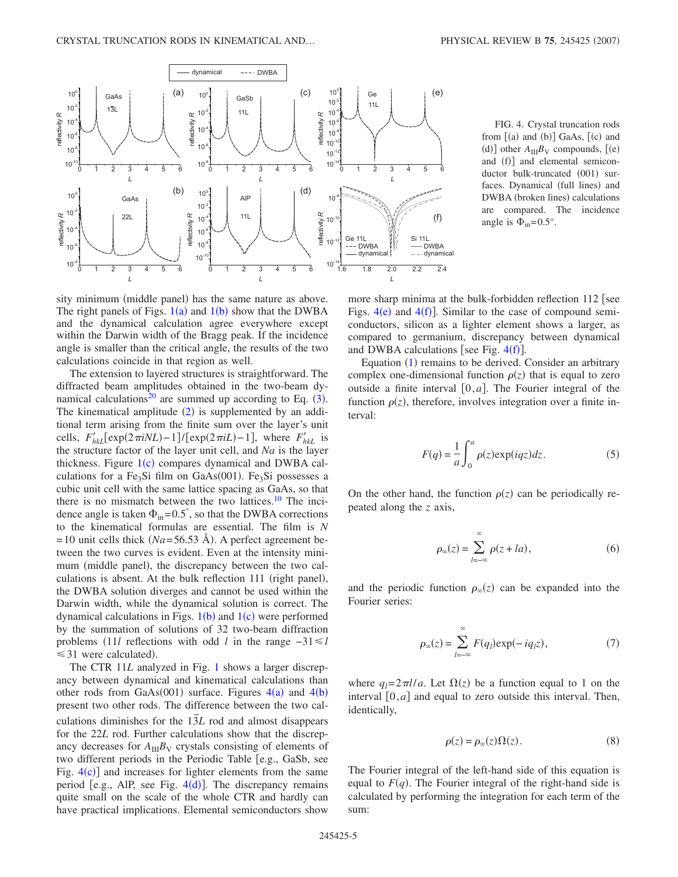dynamical
DWBA

(a)
GaAs
$1\bar{3}L$
reflectivity $R$
$L$

(b)
GaAs
22L
reflectivity $R$
$L$

(c)
GaSb
11L
reflectivity $R$
$L$

(d)
AlP
11L
reflectivity $R$
$L$

(e)
Ge
11L
reflectivity $R$
$L$

(f)
Ge 11L
DWBA
dynamical
Si 11L
DWBA
dynamical
reflectivity $R$
$L$

FIG. 4. Crystal truncation rods from [(a) and (b)] GaAs, [(c) and (d)] other $A_{\rm III}B_{\rm V}$ compounds, [(e) and (f)] and elemental semiconductor bulk-truncated (001) surfaces. Dynamical (full lines) and DWBA (broken lines) calculations are compared. The incidence angle is $\Phi_{\rm in}$=0.5°.

sity minimum (middle panel) has the same nature as above. The right panels of Figs. 1(a) and 1(b) show that the DWBA and the dynamical calculation agree everywhere except within the Darwin width of the Bragg peak. If the incidence angle is smaller than the critical angle, the results of the two calculations coincide in that region as well.

The extension to layered structures is straightforward. The diffracted beam amplitudes obtained in the two-beam dynamical calculations[20] are summed up according to Eq. (3). The kinematical amplitude (2) is supplemented by an additional term arising from the finite sum over the layer's unit cells, $F'_{hkL}[\exp(2\pi iNL)-1]/[\exp(2\pi iL)-1]$, where $F'_{hkL}$ is the structure factor of the layer unit cell, and $Na$ is the layer thickness. Figure 1(c) compares dynamical and DWBA calculations for a $Fe_3Si$ film on GaAs(001). $Fe_3Si$ possesses a cubic unit cell with the same lattice spacing as GaAs, so that there is no mismatch between the two lattices.[10] The incidence angle is taken $\Phi_{\rm in}$=0.5°, so that the DWBA corrections to the kinematical formulas are essential. The film is $N$ =10 unit cells thick ($Na$=56.53 Å). A perfect agreement between the two curves is evident. Even at the intensity minimum (middle panel), the discrepancy between the two calculations is absent. At the bulk reflection 111 (right panel), the DWBA solution diverges and cannot be used within the Darwin width, while the dynamical solution is correct. The dynamical calculations in Figs. 1(b) and 1(c) were performed by the summation of solutions of 32 two-beam diffraction problems ($11l$ reflections with odd $l$ in the range $-31 \leq l \leq 31$ were calculated).

The CTR $11L$ analyzed in Fig. 1 shows a larger discrepancy between dynamical and kinematical calculations than other rods from GaAs(001) surface. Figures 4(a) and 4(b) present two other rods. The difference between the two calculations diminishes for the $1\bar{3}L$ rod and almost disappears for the $22L$ rod. Further calculations show that the discrepancy decreases for $A_{\rm III}B_{\rm V}$ crystals consisting of elements of two different periods in the Periodic Table [e.g., GaSb, see Fig. 4(c)] and increases for lighter elements from the same period [e.g., AlP, see Fig. 4(d)]. The discrepancy remains quite small on the scale of the whole CTR and hardly can have practical implications. Elemental semiconductors show more sharp minima at the bulk-forbidden reflection 112 [see Figs. 4(e) and 4(f)]. Similar to the case of compound semiconductors, silicon as a lighter element shows a larger, as compared to germanium, discrepancy between dynamical and DWBA calculations [see Fig. 4(f)].

Equation (1) remains to be derived. Consider an arbitrary complex one-dimensional function $\rho(z)$ that is equal to zero outside a finite interval $[0,a]$. The Fourier integral of the function $\rho(z)$, therefore, involves integration over a finite interval:

$$F(q) = \frac{1}{a}\int_0^a \rho(z)\exp(iqz)dz. \tag{5}$$

On the other hand, the function $\rho(z)$ can be periodically repeated along the $z$ axis,

$$\rho_\infty(z) = \sum_{l=-\infty}^{\infty} \rho(z+la), \tag{6}$$

and the periodic function $\rho_\infty(z)$ can be expanded into the Fourier series:

$$\rho_\infty(z) = \sum_{l=-\infty}^{\infty} F(q_l)\exp(-iq_l z), \tag{7}$$

where $q_l=2\pi l/a$. Let $\Omega(z)$ be a function equal to 1 on the interval $[0,a]$ and equal to zero outside this interval. Then, identically,

$$\rho(z) = \rho_\infty(z)\Omega(z). \tag{8}$$

The Fourier integral of the left-hand side of this equation is equal to $F(q)$. The Fourier integral of the right-hand side is calculated by performing the integration for each term of the sum: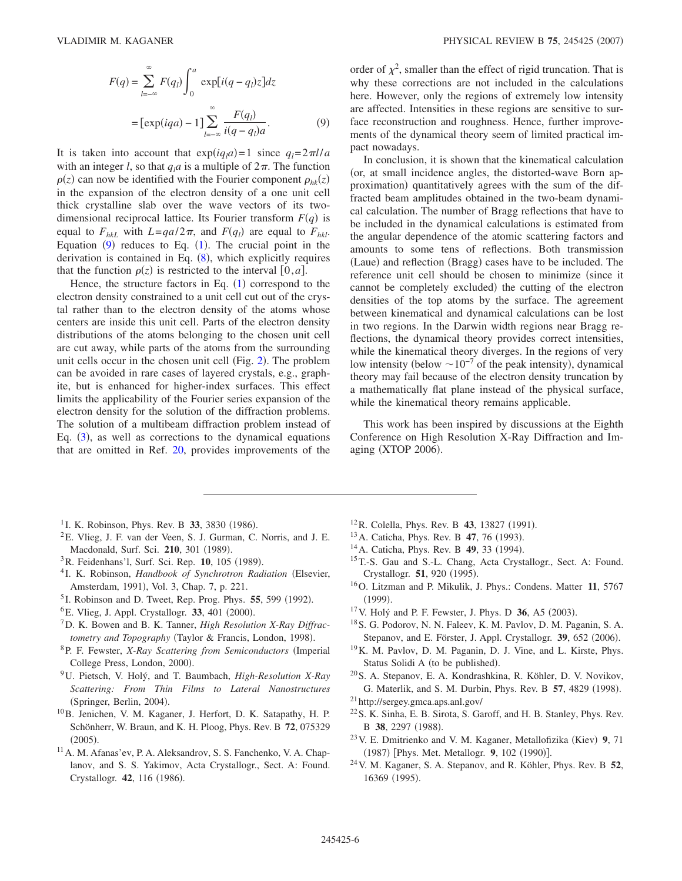$$F(q) = \sum_{l=-\infty}^{\infty} F(q_l) \int_0^a \exp[i(q-q_l)z]dz$$

$$= [\exp(iqa)-1] \sum_{l=-\infty}^{\infty} \frac{F(q_l)}{i(q-q_l)a}. \qquad (9)$$

It is taken into account that $\exp(iq_l a)=1$ since $q_l = 2\pi l/a$ with an integer $l$, so that $q_l a$ is a multiple of $2\pi$. The function $\rho(z)$ can now be identified with the Fourier component $\rho_{hk}(z)$ in the expansion of the electron density of a one unit cell thick crystalline slab over the wave vectors of its two-dimensional reciprocal lattice. Its Fourier transform $F(q)$ is equal to $F_{hkL}$ with $L = qa/2\pi$, and $F(q_l)$ are equal to $F_{hkl}$. Equation (9) reduces to Eq. (1). The crucial point in the derivation is contained in Eq. (8), which explicitly requires that the function $\rho(z)$ is restricted to the interval $[0,a]$.

Hence, the structure factors in Eq. (1) correspond to the electron density constrained to a unit cell cut out of the crystal rather than to the electron density of the atoms whose centers are inside this unit cell. Parts of the electron density distributions of the atoms belonging to the chosen unit cell are cut away, while parts of the atoms from the surrounding unit cells occur in the chosen unit cell (Fig. 2). The problem can be avoided in rare cases of layered crystals, e.g., graphite, but is enhanced for higher-index surfaces. This effect limits the applicability of the Fourier series expansion of the electron density for the solution of the diffraction problems. The solution of a multibeam diffraction problem instead of Eq. (3), as well as corrections to the dynamical equations that are omitted in Ref. 20, provides improvements of the order of $\chi^2$, smaller than the effect of rigid truncation. That is why these corrections are not included in the calculations here. However, only the regions of extremely low intensity are affected. Intensities in these regions are sensitive to surface reconstruction and roughness. Hence, further improvements of the dynamical theory seem of limited practical impact nowadays.

In conclusion, it is shown that the kinematical calculation (or, at small incidence angles, the distorted-wave Born approximation) quantitatively agrees with the sum of the diffracted beam amplitudes obtained in the two-beam dynamical calculation. The number of Bragg reflections that have to be included in the dynamical calculations is estimated from the angular dependence of the atomic scattering factors and amounts to some tens of reflections. Both transmission (Laue) and reflection (Bragg) cases have to be included. The reference unit cell should be chosen to minimize (since it cannot be completely excluded) the cutting of the electron densities of the top atoms by the surface. The agreement between kinematical and dynamical calculations can be lost in two regions. In the Darwin width regions near Bragg reflections, the dynamical theory provides correct intensities, while the kinematical theory diverges. In the regions of very low intensity (below $\sim 10^{-7}$ of the peak intensity), dynamical theory may fail because of the electron density truncation by a mathematically flat plane instead of the physical surface, while the kinematical theory remains applicable.

This work has been inspired by discussions at the Eighth Conference on High Resolution X-Ray Diffraction and Imaging (XTOP 2006).

---

[1] I. K. Robinson, Phys. Rev. B **33**, 3830 (1986).
[2] E. Vlieg, J. F. van der Veen, S. J. Gurman, C. Norris, and J. E. Macdonald, Surf. Sci. **210**, 301 (1989).
[3] R. Feidenhans'l, Surf. Sci. Rep. **10**, 105 (1989).
[4] I. K. Robinson, *Handbook of Synchrotron Radiation* (Elsevier, Amsterdam, 1991), Vol. 3, Chap. 7, p. 221.
[5] I. Robinson and D. Tweet, Rep. Prog. Phys. **55**, 599 (1992).
[6] E. Vlieg, J. Appl. Crystallogr. **33**, 401 (2000).
[7] D. K. Bowen and B. K. Tanner, *High Resolution X-Ray Diffractometry and Topography* (Taylor & Francis, London, 1998).
[8] P. F. Fewster, *X-Ray Scattering from Semiconductors* (Imperial College Press, London, 2000).
[9] U. Pietsch, V. Holý, and T. Baumbach, *High-Resolution X-Ray Scattering: From Thin Films to Lateral Nanostructures* (Springer, Berlin, 2004).
[10] B. Jenichen, V. M. Kaganer, J. Herfort, D. K. Satapathy, H. P. Schönherr, W. Braun, and K. H. Ploog, Phys. Rev. B **72**, 075329 (2005).
[11] A. M. Afanas'ev, P. A. Aleksandrov, S. S. Fanchenko, V. A. Chaplanov, and S. S. Yakimov, Acta Crystallogr., Sect. A: Found. Crystallogr. **42**, 116 (1986).
[12] R. Colella, Phys. Rev. B **43**, 13827 (1991).
[13] A. Caticha, Phys. Rev. B **47**, 76 (1993).
[14] A. Caticha, Phys. Rev. B **49**, 33 (1994).
[15] T.-S. Gau and S.-L. Chang, Acta Crystallogr., Sect. A: Found. Crystallogr. **51**, 920 (1995).
[16] O. Litzman and P. Mikulik, J. Phys.: Condens. Matter **11**, 5767 (1999).
[17] V. Holý and P. F. Fewster, J. Phys. D **36**, A5 (2003).
[18] S. G. Podorov, N. N. Faleev, K. M. Pavlov, D. M. Paganin, S. A. Stepanov, and E. Förster, J. Appl. Crystallogr. **39**, 652 (2006).
[19] K. M. Pavlov, D. M. Paganin, D. J. Vine, and L. Kirste, Phys. Status Solidi A (to be published).
[20] S. A. Stepanov, E. A. Kondrashkina, R. Köhler, D. V. Novikov, G. Materlik, and S. M. Durbin, Phys. Rev. B **57**, 4829 (1998).
[21] http://sergey.gmca.aps.anl.gov/
[22] S. K. Sinha, E. B. Sirota, S. Garoff, and H. B. Stanley, Phys. Rev. B **38**, 2297 (1988).
[23] V. E. Dmitrienko and V. M. Kaganer, Metallofizika (Kiev) **9**, 71 (1987) [Phys. Met. Metallogr. **9**, 102 (1990)].
[24] V. M. Kaganer, S. A. Stepanov, and R. Köhler, Phys. Rev. B **52**, 16369 (1995).